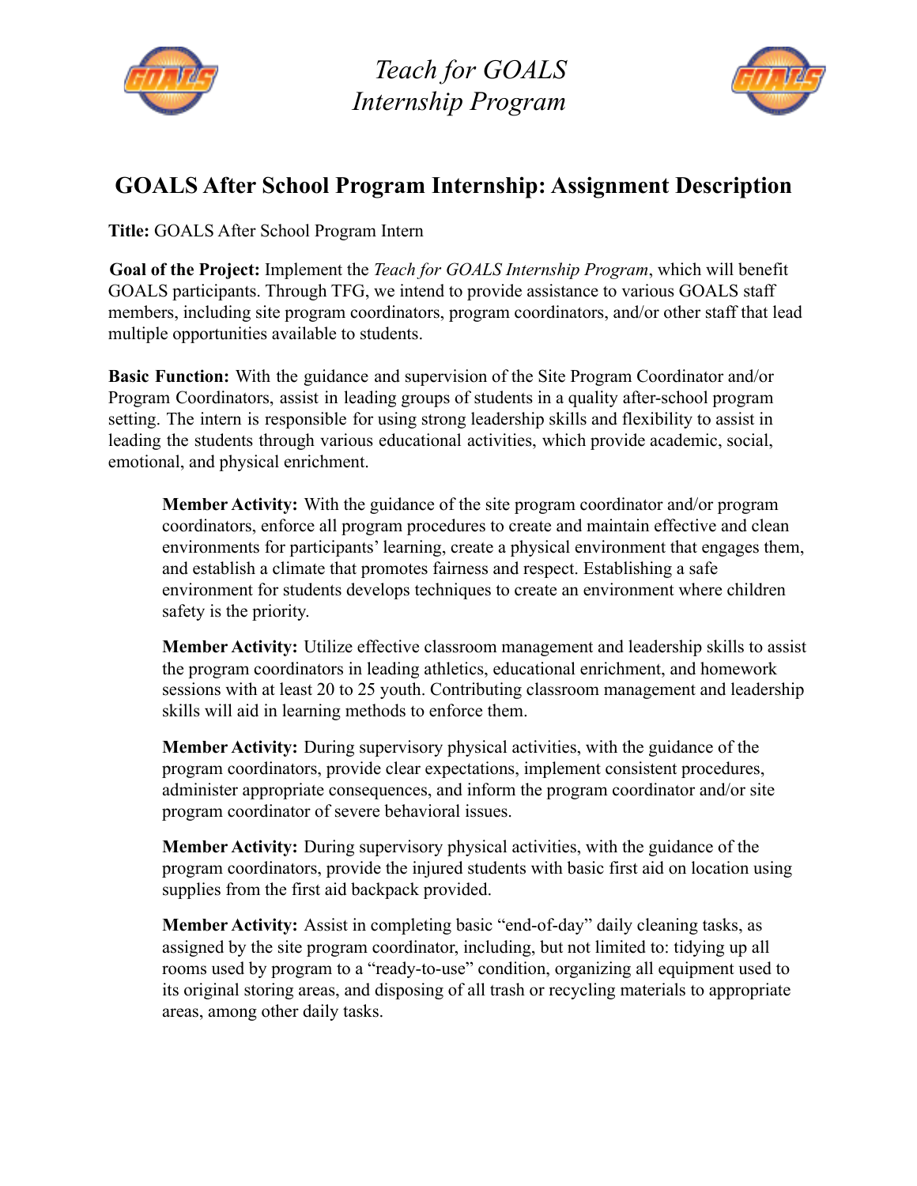*Teach for GOALS*
*Internship Program*

# GOALS After School Program Internship: Assignment Description

**Title:** GOALS After School Program Intern

**Goal of the Project:** Implement the *Teach for GOALS Internship Program*, which will benefit GOALS participants. Through TFG, we intend to provide assistance to various GOALS staff members, including site program coordinators, program coordinators, and/or other staff that lead multiple opportunities available to students.

**Basic Function:** With the guidance and supervision of the Site Program Coordinator and/or Program Coordinators, assist in leading groups of students in a quality after-school program setting. The intern is responsible for using strong leadership skills and flexibility to assist in leading the students through various educational activities, which provide academic, social, emotional, and physical enrichment.

> **Member Activity:** With the guidance of the site program coordinator and/or program coordinators, enforce all program procedures to create and maintain effective and clean environments for participants' learning, create a physical environment that engages them, and establish a climate that promotes fairness and respect. Establishing a safe environment for students develops techniques to create an environment where children safety is the priority.
>
> **Member Activity:** Utilize effective classroom management and leadership skills to assist the program coordinators in leading athletics, educational enrichment, and homework sessions with at least 20 to 25 youth. Contributing classroom management and leadership skills will aid in learning methods to enforce them.
>
> **Member Activity:** During supervisory physical activities, with the guidance of the program coordinators, provide clear expectations, implement consistent procedures, administer appropriate consequences, and inform the program coordinator and/or site program coordinator of severe behavioral issues.
>
> **Member Activity:** During supervisory physical activities, with the guidance of the program coordinators, provide the injured students with basic first aid on location using supplies from the first aid backpack provided.
>
> **Member Activity:** Assist in completing basic "end-of-day" daily cleaning tasks, as assigned by the site program coordinator, including, but not limited to: tidying up all rooms used by program to a "ready-to-use" condition, organizing all equipment used to its original storing areas, and disposing of all trash or recycling materials to appropriate areas, among other daily tasks.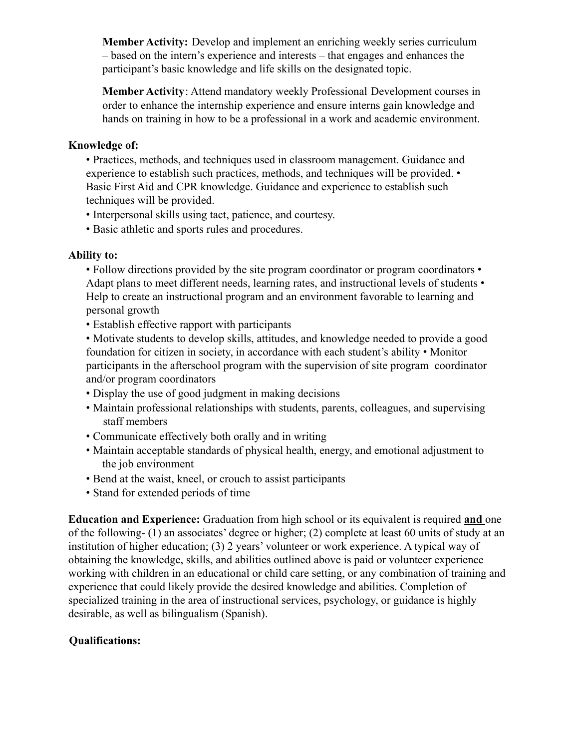**Member Activity:** Develop and implement an enriching weekly series curriculum – based on the intern's experience and interests – that engages and enhances the participant's basic knowledge and life skills on the designated topic.

**Member Activity**: Attend mandatory weekly Professional Development courses in order to enhance the internship experience and ensure interns gain knowledge and hands on training in how to be a professional in a work and academic environment.

**Knowledge of:**

- Practices, methods, and techniques used in classroom management. Guidance and experience to establish such practices, methods, and techniques will be provided.
- Basic First Aid and CPR knowledge. Guidance and experience to establish such techniques will be provided.
- Interpersonal skills using tact, patience, and courtesy.
- Basic athletic and sports rules and procedures.

**Ability to:**

- Follow directions provided by the site program coordinator or program coordinators
- Adapt plans to meet different needs, learning rates, and instructional levels of students
- Help to create an instructional program and an environment favorable to learning and personal growth
- Establish effective rapport with participants
- Motivate students to develop skills, attitudes, and knowledge needed to provide a good foundation for citizen in society, in accordance with each student's ability
- Monitor participants in the afterschool program with the supervision of site program coordinator and/or program coordinators
- Display the use of good judgment in making decisions
- Maintain professional relationships with students, parents, colleagues, and supervising staff members
- Communicate effectively both orally and in writing
- Maintain acceptable standards of physical health, energy, and emotional adjustment to the job environment
- Bend at the waist, kneel, or crouch to assist participants
- Stand for extended periods of time

**Education and Experience:** Graduation from high school or its equivalent is required **<u>and</u>** one of the following- (1) an associates' degree or higher; (2) complete at least 60 units of study at an institution of higher education; (3) 2 years' volunteer or work experience. A typical way of obtaining the knowledge, skills, and abilities outlined above is paid or volunteer experience working with children in an educational or child care setting, or any combination of training and experience that could likely provide the desired knowledge and abilities. Completion of specialized training in the area of instructional services, psychology, or guidance is highly desirable, as well as bilingualism (Spanish).

**Qualifications:**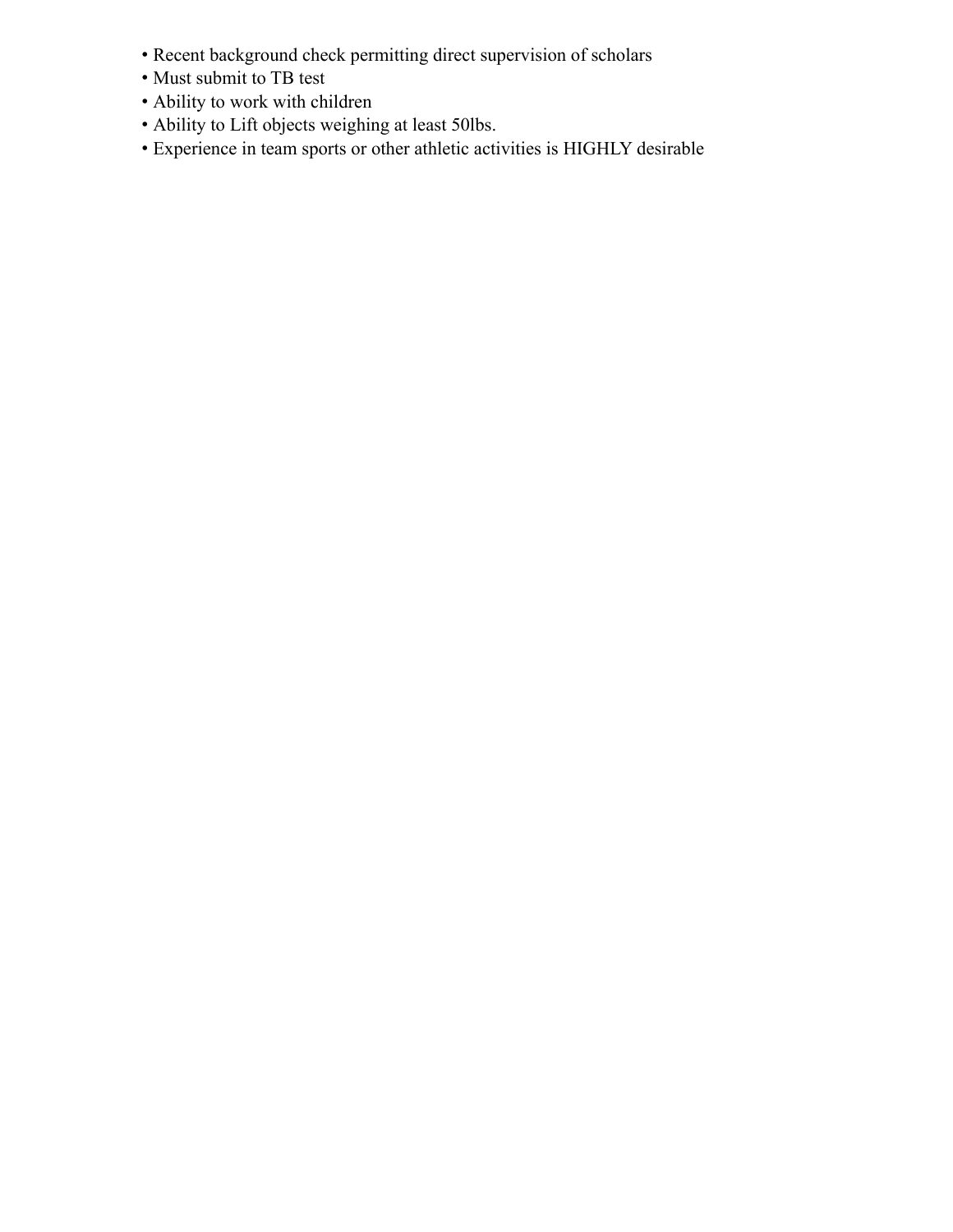- Recent background check permitting direct supervision of scholars
- Must submit to TB test
- Ability to work with children
- Ability to Lift objects weighing at least 50lbs.
- Experience in team sports or other athletic activities is HIGHLY desirable